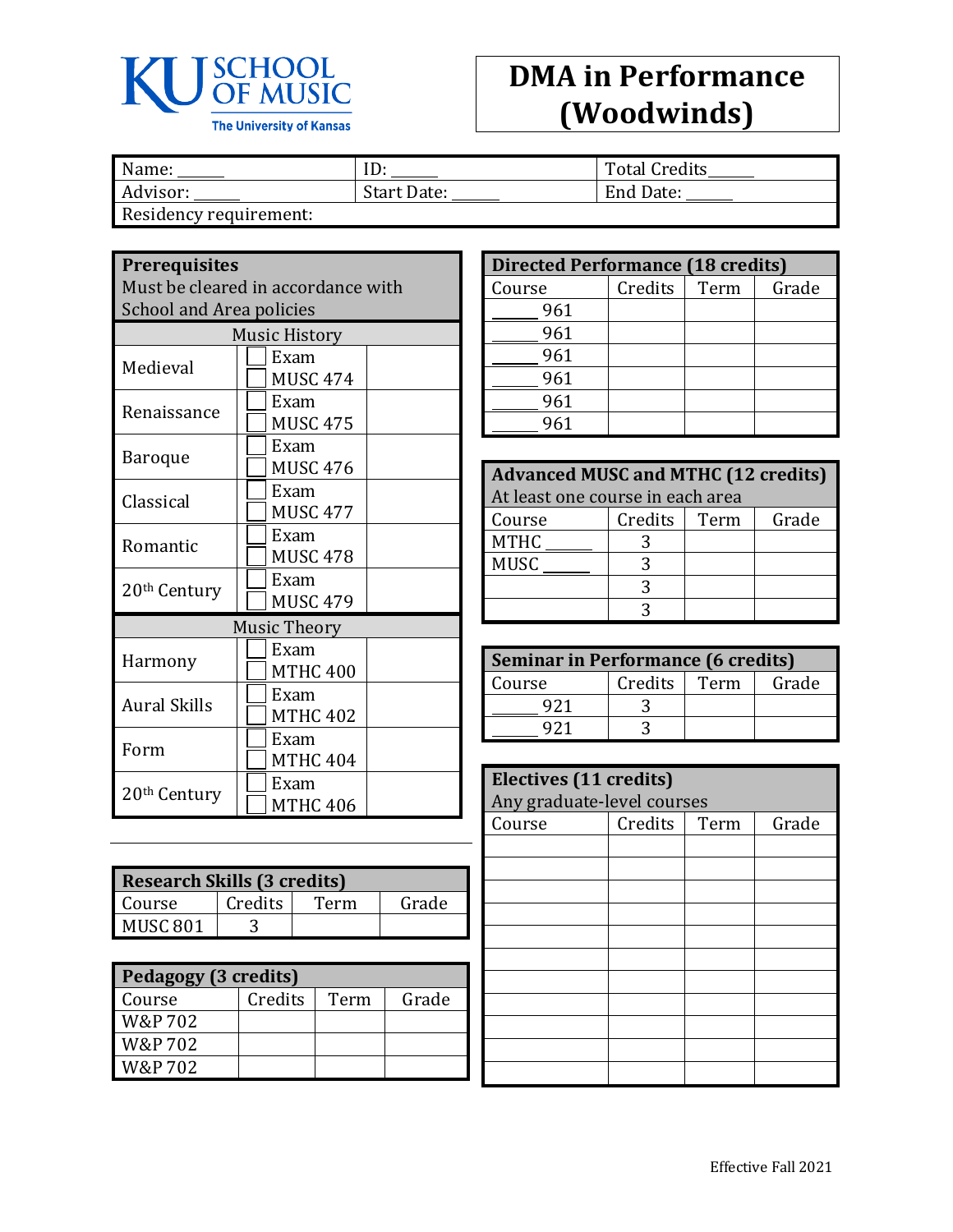KU SCHOOL OF MUSIC
The University of Kansas

# DMA in Performance (Woodwinds)

| Name: ______ | ID: ______ | Total Credits______ |
|---|---|---|
| Advisor: ______ | Start Date: ______ | End Date: ______ |
| Residency requirement: | | |

## Prerequisites

Must be cleared in accordance with School and Area policies

| Music History | | |
|---|---|---|
| Medieval | ☐ Exam<br>☐ MUSC 474 | |
| Renaissance | ☐ Exam<br>☐ MUSC 475 | |
| Baroque | ☐ Exam<br>☐ MUSC 476 | |
| Classical | ☐ Exam<br>☐ MUSC 477 | |
| Romantic | ☐ Exam<br>☐ MUSC 478 | |
| 20th Century | ☐ Exam<br>☐ MUSC 479 | |
| **Music Theory** | | |
| Harmony | ☐ Exam<br>☐ MTHC 400 | |
| Aural Skills | ☐ Exam<br>☐ MTHC 402 | |
| Form | ☐ Exam<br>☐ MTHC 404 | |
| 20th Century | ☐ Exam<br>☐ MTHC 406 | |

## Research Skills (3 credits)

| Course | Credits | Term | Grade |
|---|---|---|---|
| MUSC 801 | 3 | | |

## Pedagogy (3 credits)

| Course | Credits | Term | Grade |
|---|---|---|---|
| W&P 702 | | | |
| W&P 702 | | | |
| W&P 702 | | | |

## Directed Performance (18 credits)

| Course | Credits | Term | Grade |
|---|---|---|---|
| _____ 961 | | | |
| _____ 961 | | | |
| _____ 961 | | | |
| _____ 961 | | | |
| _____ 961 | | | |
| _____ 961 | | | |

## Advanced MUSC and MTHC (12 credits)

At least one course in each area

| Course | Credits | Term | Grade |
|---|---|---|---|
| MTHC _____ | 3 | | |
| MUSC _____ | 3 | | |
| | 3 | | |
| | 3 | | |

## Seminar in Performance (6 credits)

| Course | Credits | Term | Grade |
|---|---|---|---|
| _____ 921 | 3 | | |
| _____ 921 | 3 | | |

## Electives (11 credits)

Any graduate-level courses

| Course | Credits | Term | Grade |
|---|---|---|---|
| | | | |
| | | | |
| | | | |
| | | | |
| | | | |
| | | | |
| | | | |
| | | | |
| | | | |
| | | | |
| | | | |

Effective Fall 2021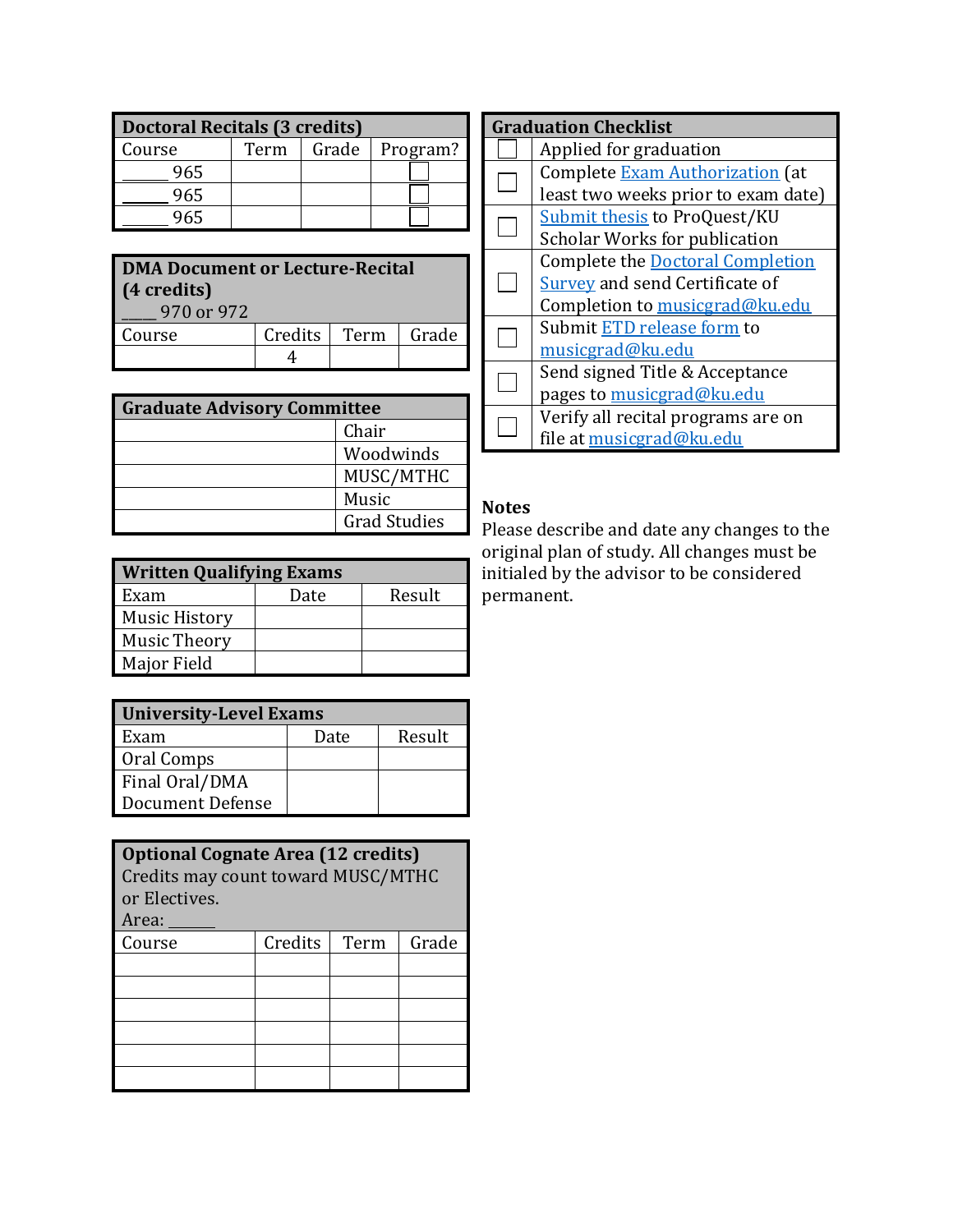### Doctoral Recitals (3 credits)

| Course | Term | Grade | Program? |
|---|---|---|---|
| _____ 965 | | | ☐ |
| _____ 965 | | | ☐ |
| _____ 965 | | | ☐ |

### DMA Document or Lecture-Recital (4 credits)

____ 970 or 972

| Course | Credits | Term | Grade |
|---|---|---|---|
| | 4 | | |

### Graduate Advisory Committee

| | |
|---|---|
| | Chair |
| | Woodwinds |
| | MUSC/MTHC |
| | Music |
| | Grad Studies |

### Written Qualifying Exams

| Exam | Date | Result |
|---|---|---|
| Music History | | |
| Music Theory | | |
| Major Field | | |

### University-Level Exams

| Exam | Date | Result |
|---|---|---|
| Oral Comps | | |
| Final Oral/DMA Document Defense | | |

### Optional Cognate Area (12 credits)

Credits may count toward MUSC/MTHC or Electives.

Area: ______

| Course | Credits | Term | Grade |
|---|---|---|---|
| | | | |
| | | | |
| | | | |
| | | | |
| | | | |
| | | | |

### Graduation Checklist

| | |
|---|---|
| ☐ | Applied for graduation |
| ☐ | Complete Exam Authorization (at least two weeks prior to exam date) |
| ☐ | Submit thesis to ProQuest/KU Scholar Works for publication |
| ☐ | Complete the Doctoral Completion Survey and send Certificate of Completion to musicgrad@ku.edu |
| ☐ | Submit ETD release form to musicgrad@ku.edu |
| ☐ | Send signed Title & Acceptance pages to musicgrad@ku.edu |
| ☐ | Verify all recital programs are on file at musicgrad@ku.edu |

**Notes**

Please describe and date any changes to the original plan of study. All changes must be initialed by the advisor to be considered permanent.